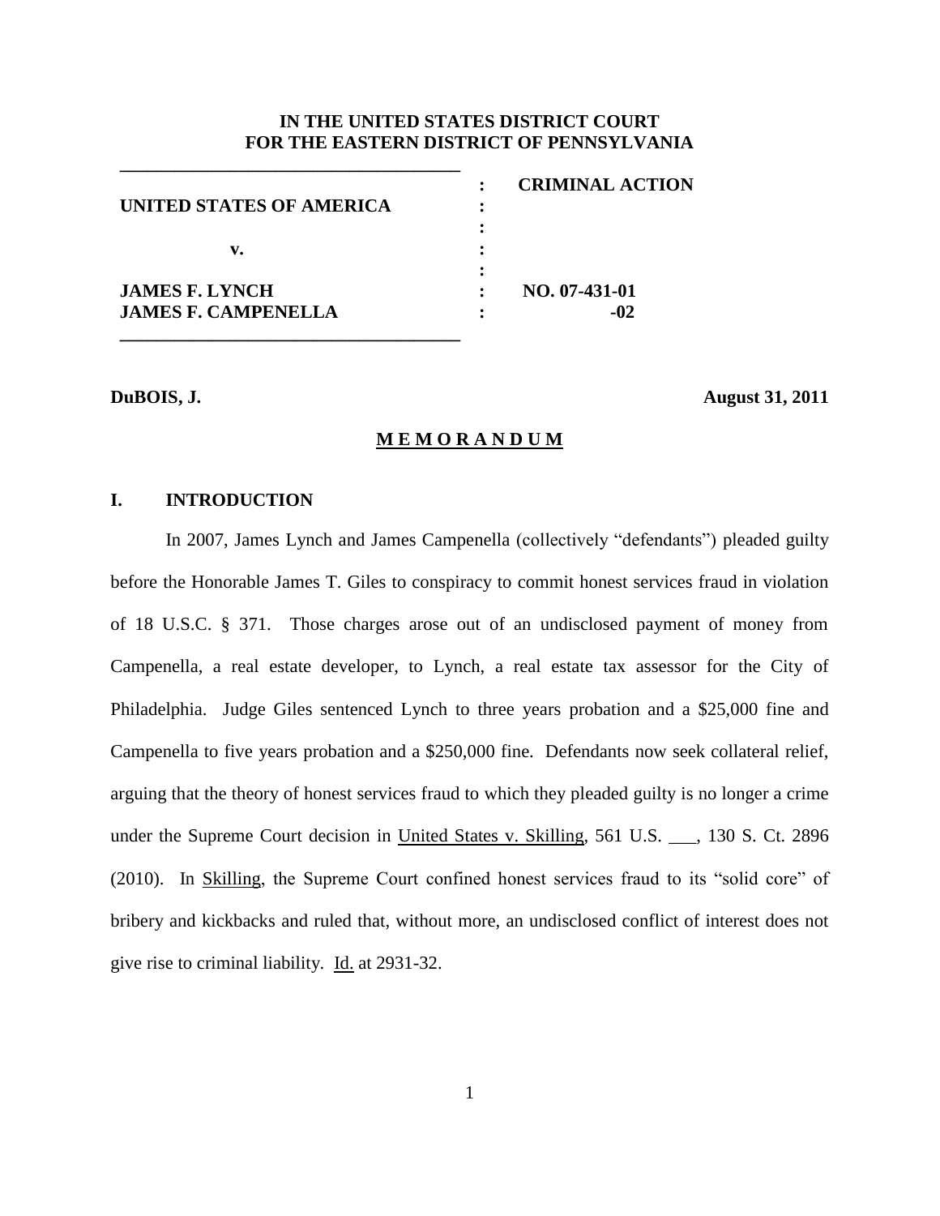**IN THE UNITED STATES DISTRICT COURT**
**FOR THE EASTERN DISTRICT OF PENNSYLVANIA**

| | | |
|---|---|---|
| | : | **CRIMINAL ACTION** |
| **UNITED STATES OF AMERICA** | : | |
| | : | |
| **v.** | : | |
| | : | |
| **JAMES F. LYNCH** | : | **NO. 07-431-01** |
| **JAMES F. CAMPENELLA** | : | **-02** |

**DuBOIS, J.** **August 31, 2011**

## M E M O R A N D U M

## I. INTRODUCTION

In 2007, James Lynch and James Campenella (collectively "defendants") pleaded guilty before the Honorable James T. Giles to conspiracy to commit honest services fraud in violation of 18 U.S.C. § 371. Those charges arose out of an undisclosed payment of money from Campenella, a real estate developer, to Lynch, a real estate tax assessor for the City of Philadelphia. Judge Giles sentenced Lynch to three years probation and a $25,000 fine and Campenella to five years probation and a $250,000 fine. Defendants now seek collateral relief, arguing that the theory of honest services fraud to which they pleaded guilty is no longer a crime under the Supreme Court decision in United States v. Skilling, 561 U.S. ___, 130 S. Ct. 2896 (2010). In Skilling, the Supreme Court confined honest services fraud to its "solid core" of bribery and kickbacks and ruled that, without more, an undisclosed conflict of interest does not give rise to criminal liability. Id. at 2931-32.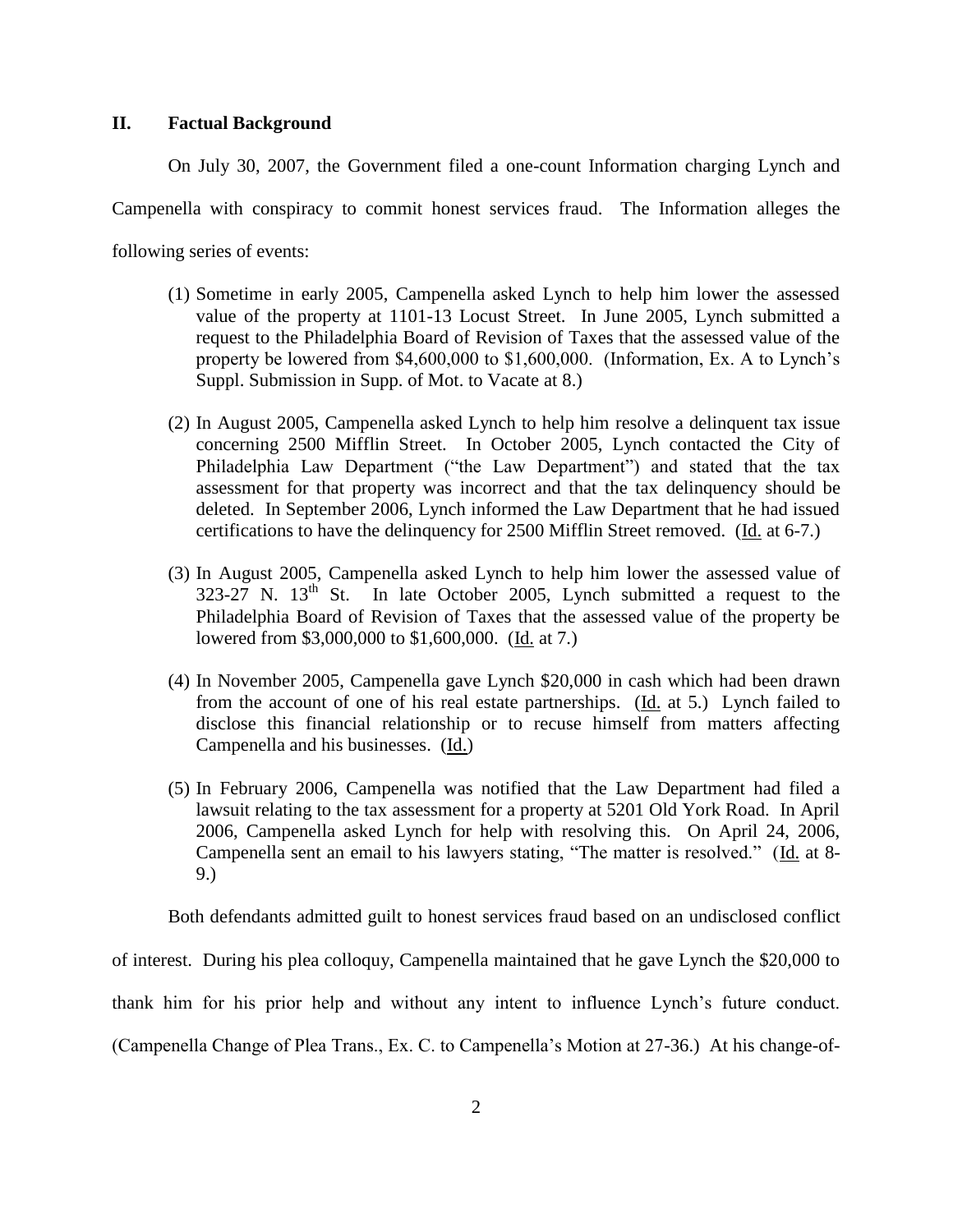## II. Factual Background

On July 30, 2007, the Government filed a one-count Information charging Lynch and Campenella with conspiracy to commit honest services fraud. The Information alleges the following series of events:

(1) Sometime in early 2005, Campenella asked Lynch to help him lower the assessed value of the property at 1101-13 Locust Street. In June 2005, Lynch submitted a request to the Philadelphia Board of Revision of Taxes that the assessed value of the property be lowered from $4,600,000 to $1,600,000. (Information, Ex. A to Lynch's Suppl. Submission in Supp. of Mot. to Vacate at 8.)

(2) In August 2005, Campenella asked Lynch to help him resolve a delinquent tax issue concerning 2500 Mifflin Street. In October 2005, Lynch contacted the City of Philadelphia Law Department ("the Law Department") and stated that the tax assessment for that property was incorrect and that the tax delinquency should be deleted. In September 2006, Lynch informed the Law Department that he had issued certifications to have the delinquency for 2500 Mifflin Street removed. (Id. at 6-7.)

(3) In August 2005, Campenella asked Lynch to help him lower the assessed value of 323-27 N. 13th St. In late October 2005, Lynch submitted a request to the Philadelphia Board of Revision of Taxes that the assessed value of the property be lowered from $3,000,000 to $1,600,000. (Id. at 7.)

(4) In November 2005, Campenella gave Lynch $20,000 in cash which had been drawn from the account of one of his real estate partnerships. (Id. at 5.) Lynch failed to disclose this financial relationship or to recuse himself from matters affecting Campenella and his businesses. (Id.)

(5) In February 2006, Campenella was notified that the Law Department had filed a lawsuit relating to the tax assessment for a property at 5201 Old York Road. In April 2006, Campenella asked Lynch for help with resolving this. On April 24, 2006, Campenella sent an email to his lawyers stating, "The matter is resolved." (Id. at 8-9.)

Both defendants admitted guilt to honest services fraud based on an undisclosed conflict of interest. During his plea colloquy, Campenella maintained that he gave Lynch the $20,000 to thank him for his prior help and without any intent to influence Lynch's future conduct. (Campenella Change of Plea Trans., Ex. C. to Campenella's Motion at 27-36.) At his change-of-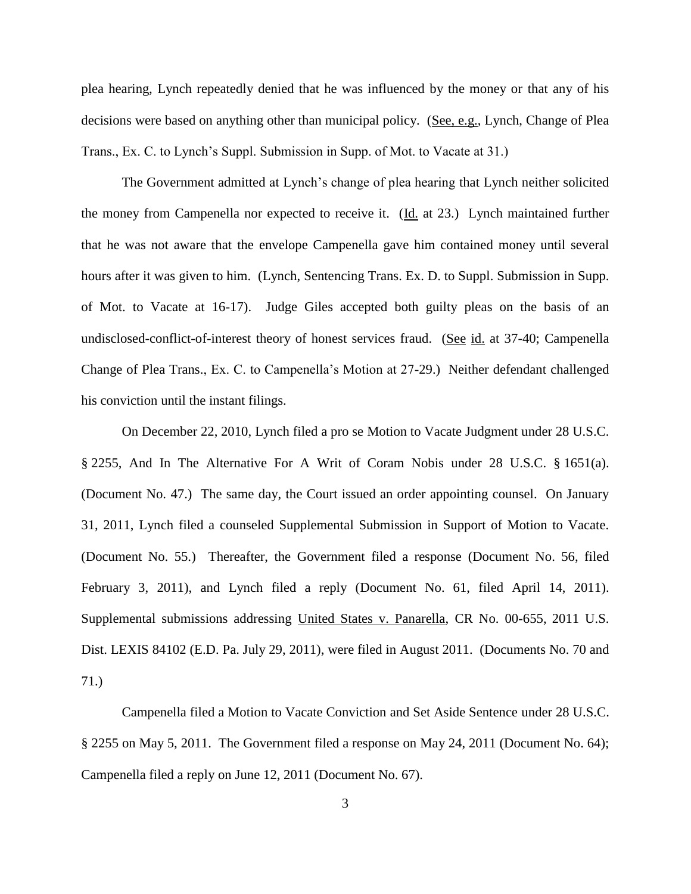plea hearing, Lynch repeatedly denied that he was influenced by the money or that any of his decisions were based on anything other than municipal policy. (See, e.g., Lynch, Change of Plea Trans., Ex. C. to Lynch's Suppl. Submission in Supp. of Mot. to Vacate at 31.)

The Government admitted at Lynch's change of plea hearing that Lynch neither solicited the money from Campenella nor expected to receive it. (Id. at 23.) Lynch maintained further that he was not aware that the envelope Campenella gave him contained money until several hours after it was given to him. (Lynch, Sentencing Trans. Ex. D. to Suppl. Submission in Supp. of Mot. to Vacate at 16-17). Judge Giles accepted both guilty pleas on the basis of an undisclosed-conflict-of-interest theory of honest services fraud. (See id. at 37-40; Campenella Change of Plea Trans., Ex. C. to Campenella's Motion at 27-29.) Neither defendant challenged his conviction until the instant filings.

On December 22, 2010, Lynch filed a pro se Motion to Vacate Judgment under 28 U.S.C. § 2255, And In The Alternative For A Writ of Coram Nobis under 28 U.S.C. § 1651(a). (Document No. 47.) The same day, the Court issued an order appointing counsel. On January 31, 2011, Lynch filed a counseled Supplemental Submission in Support of Motion to Vacate. (Document No. 55.) Thereafter, the Government filed a response (Document No. 56, filed February 3, 2011), and Lynch filed a reply (Document No. 61, filed April 14, 2011). Supplemental submissions addressing United States v. Panarella, CR No. 00-655, 2011 U.S. Dist. LEXIS 84102 (E.D. Pa. July 29, 2011), were filed in August 2011. (Documents No. 70 and 71.)

Campenella filed a Motion to Vacate Conviction and Set Aside Sentence under 28 U.S.C. § 2255 on May 5, 2011. The Government filed a response on May 24, 2011 (Document No. 64); Campenella filed a reply on June 12, 2011 (Document No. 67).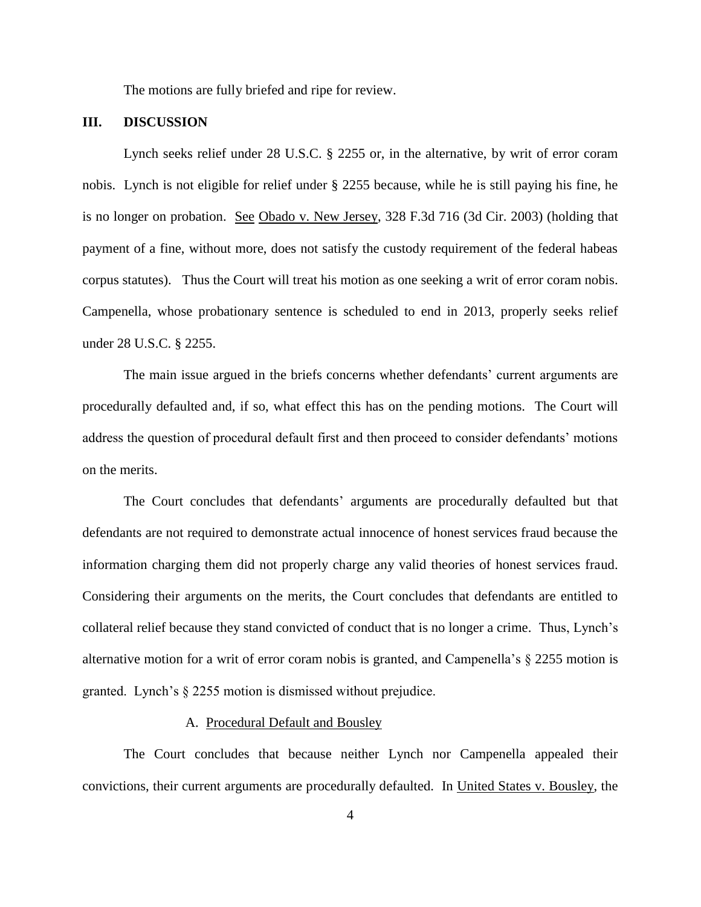The motions are fully briefed and ripe for review.

## III. DISCUSSION

Lynch seeks relief under 28 U.S.C. § 2255 or, in the alternative, by writ of error coram nobis. Lynch is not eligible for relief under § 2255 because, while he is still paying his fine, he is no longer on probation. See Obado v. New Jersey, 328 F.3d 716 (3d Cir. 2003) (holding that payment of a fine, without more, does not satisfy the custody requirement of the federal habeas corpus statutes). Thus the Court will treat his motion as one seeking a writ of error coram nobis. Campenella, whose probationary sentence is scheduled to end in 2013, properly seeks relief under 28 U.S.C. § 2255.

The main issue argued in the briefs concerns whether defendants' current arguments are procedurally defaulted and, if so, what effect this has on the pending motions. The Court will address the question of procedural default first and then proceed to consider defendants' motions on the merits.

The Court concludes that defendants' arguments are procedurally defaulted but that defendants are not required to demonstrate actual innocence of honest services fraud because the information charging them did not properly charge any valid theories of honest services fraud. Considering their arguments on the merits, the Court concludes that defendants are entitled to collateral relief because they stand convicted of conduct that is no longer a crime. Thus, Lynch's alternative motion for a writ of error coram nobis is granted, and Campenella's § 2255 motion is granted. Lynch's § 2255 motion is dismissed without prejudice.

### A. Procedural Default and Bousley

The Court concludes that because neither Lynch nor Campenella appealed their convictions, their current arguments are procedurally defaulted. In United States v. Bousley, the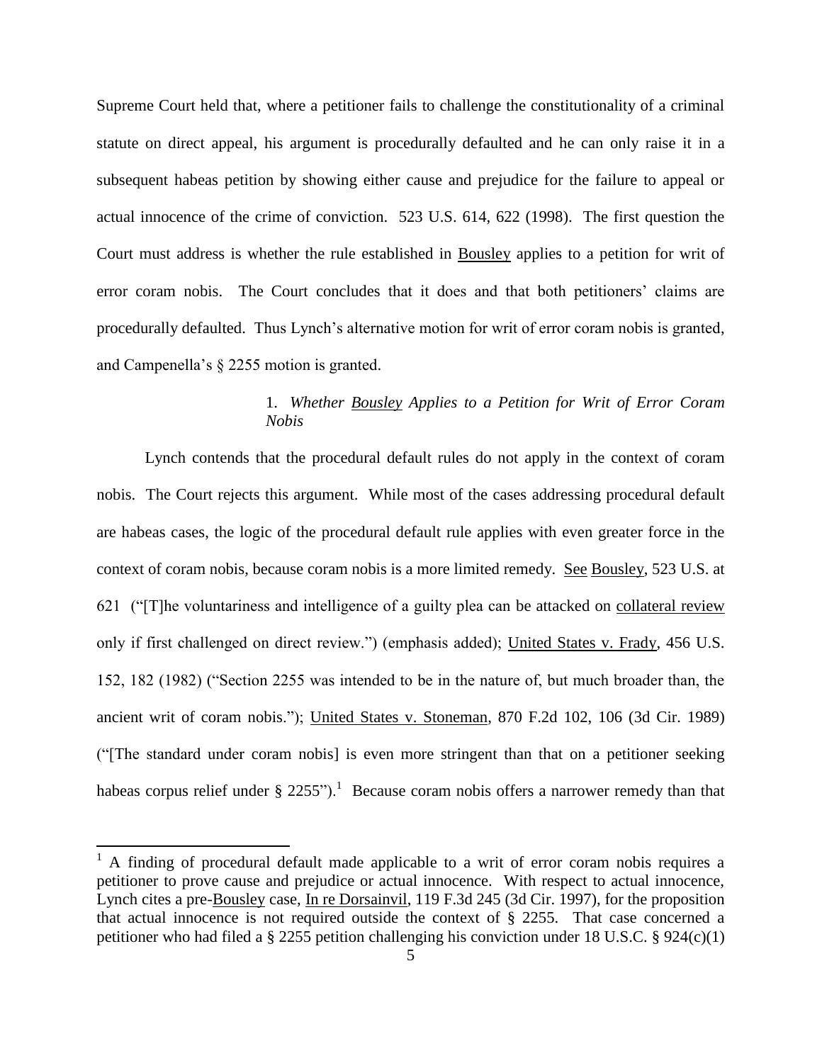Supreme Court held that, where a petitioner fails to challenge the constitutionality of a criminal statute on direct appeal, his argument is procedurally defaulted and he can only raise it in a subsequent habeas petition by showing either cause and prejudice for the failure to appeal or actual innocence of the crime of conviction. 523 U.S. 614, 622 (1998). The first question the Court must address is whether the rule established in Bousley applies to a petition for writ of error coram nobis. The Court concludes that it does and that both petitioners' claims are procedurally defaulted. Thus Lynch's alternative motion for writ of error coram nobis is granted, and Campenella's § 2255 motion is granted.

### 1. *Whether Bousley Applies to a Petition for Writ of Error Coram Nobis*

Lynch contends that the procedural default rules do not apply in the context of coram nobis. The Court rejects this argument. While most of the cases addressing procedural default are habeas cases, the logic of the procedural default rule applies with even greater force in the context of coram nobis, because coram nobis is a more limited remedy. See Bousley, 523 U.S. at 621 ("[T]he voluntariness and intelligence of a guilty plea can be attacked on collateral review only if first challenged on direct review.") (emphasis added); United States v. Frady, 456 U.S. 152, 182 (1982) ("Section 2255 was intended to be in the nature of, but much broader than, the ancient writ of coram nobis."); United States v. Stoneman, 870 F.2d 102, 106 (3d Cir. 1989) ("[The standard under coram nobis] is even more stringent than that on a petitioner seeking habeas corpus relief under § 2255").[1] Because coram nobis offers a narrower remedy than that

[1] A finding of procedural default made applicable to a writ of error coram nobis requires a petitioner to prove cause and prejudice or actual innocence. With respect to actual innocence, Lynch cites a pre-Bousley case, In re Dorsainvil, 119 F.3d 245 (3d Cir. 1997), for the proposition that actual innocence is not required outside the context of § 2255. That case concerned a petitioner who had filed a § 2255 petition challenging his conviction under 18 U.S.C. § 924(c)(1)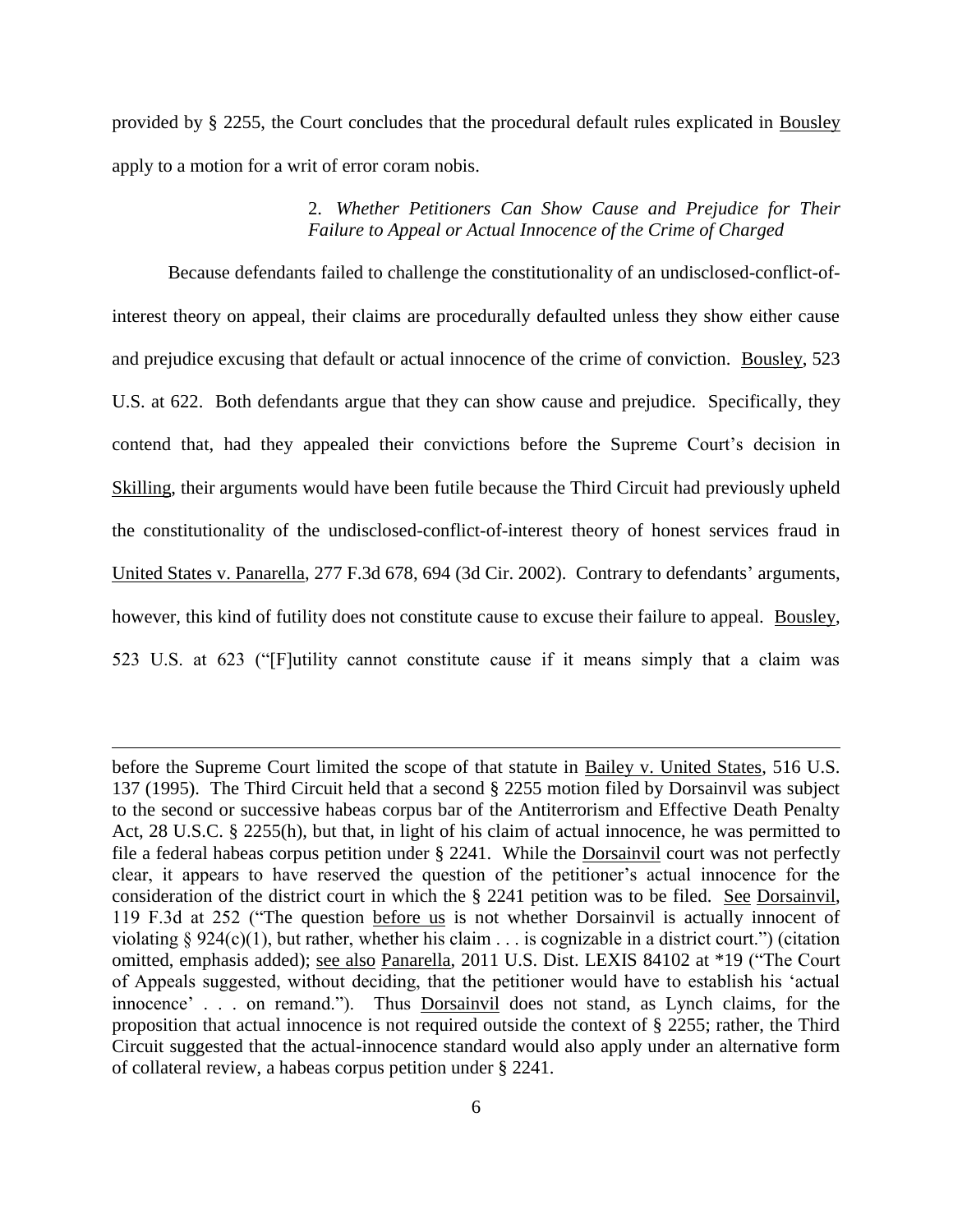provided by § 2255, the Court concludes that the procedural default rules explicated in Bousley apply to a motion for a writ of error coram nobis.

> 2. *Whether Petitioners Can Show Cause and Prejudice for Their Failure to Appeal or Actual Innocence of the Crime of Charged*

Because defendants failed to challenge the constitutionality of an undisclosed-conflict-of-interest theory on appeal, their claims are procedurally defaulted unless they show either cause and prejudice excusing that default or actual innocence of the crime of conviction. Bousley, 523 U.S. at 622. Both defendants argue that they can show cause and prejudice. Specifically, they contend that, had they appealed their convictions before the Supreme Court's decision in Skilling, their arguments would have been futile because the Third Circuit had previously upheld the constitutionality of the undisclosed-conflict-of-interest theory of honest services fraud in United States v. Panarella, 277 F.3d 678, 694 (3d Cir. 2002). Contrary to defendants' arguments, however, this kind of futility does not constitute cause to excuse their failure to appeal. Bousley, 523 U.S. at 623 ("[F]utility cannot constitute cause if it means simply that a claim was

---

before the Supreme Court limited the scope of that statute in Bailey v. United States, 516 U.S. 137 (1995). The Third Circuit held that a second § 2255 motion filed by Dorsainvil was subject to the second or successive habeas corpus bar of the Antiterrorism and Effective Death Penalty Act, 28 U.S.C. § 2255(h), but that, in light of his claim of actual innocence, he was permitted to file a federal habeas corpus petition under § 2241. While the Dorsainvil court was not perfectly clear, it appears to have reserved the question of the petitioner's actual innocence for the consideration of the district court in which the § 2241 petition was to be filed. See Dorsainvil, 119 F.3d at 252 ("The question before us is not whether Dorsainvil is actually innocent of violating § 924(c)(1), but rather, whether his claim . . . is cognizable in a district court.") (citation omitted, emphasis added); see also Panarella, 2011 U.S. Dist. LEXIS 84102 at *19 ("The Court of Appeals suggested, without deciding, that the petitioner would have to establish his 'actual innocence' . . . on remand."). Thus Dorsainvil does not stand, as Lynch claims, for the proposition that actual innocence is not required outside the context of § 2255; rather, the Third Circuit suggested that the actual-innocence standard would also apply under an alternative form of collateral review, a habeas corpus petition under § 2241.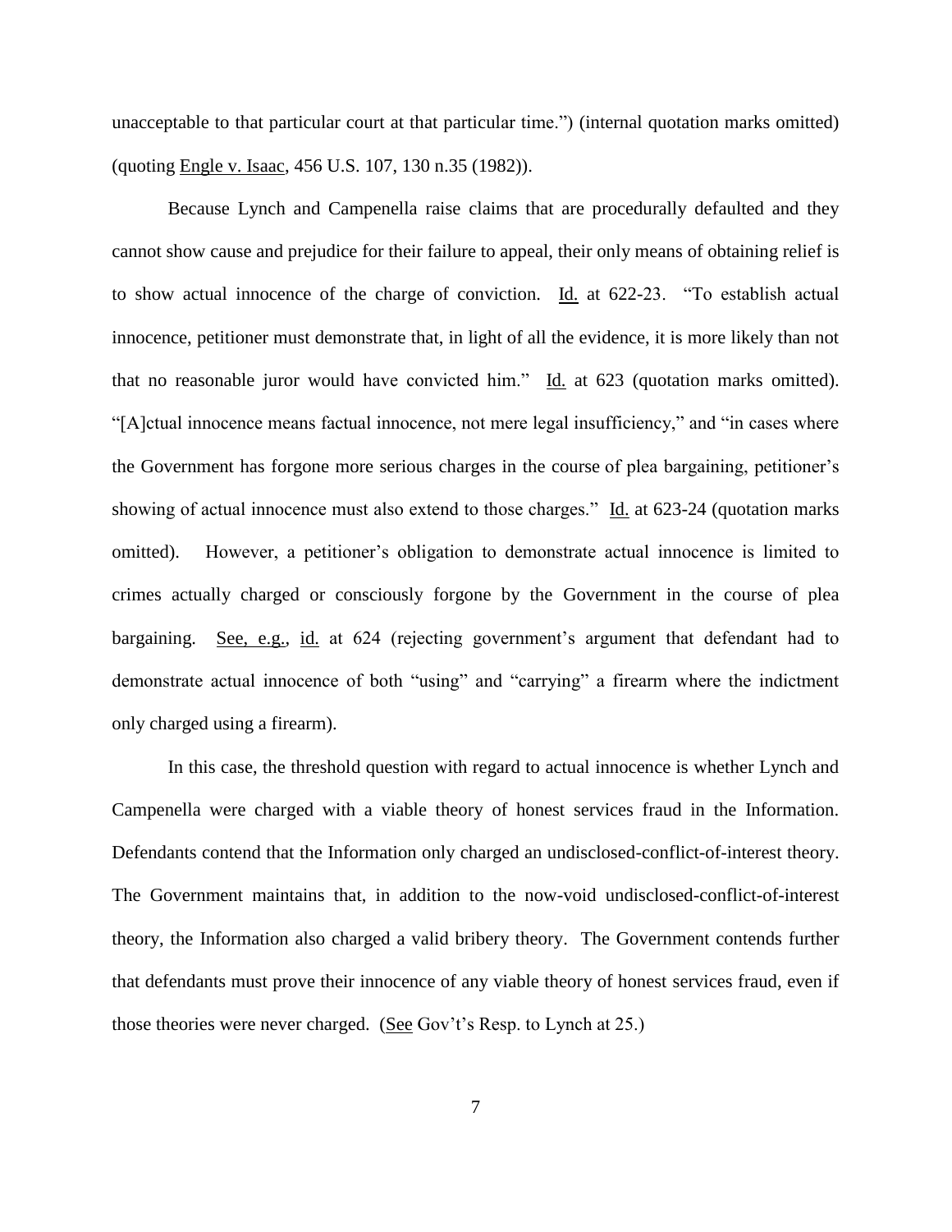unacceptable to that particular court at that particular time.") (internal quotation marks omitted) (quoting Engle v. Isaac, 456 U.S. 107, 130 n.35 (1982)).

Because Lynch and Campenella raise claims that are procedurally defaulted and they cannot show cause and prejudice for their failure to appeal, their only means of obtaining relief is to show actual innocence of the charge of conviction. Id. at 622-23. "To establish actual innocence, petitioner must demonstrate that, in light of all the evidence, it is more likely than not that no reasonable juror would have convicted him." Id. at 623 (quotation marks omitted). "[A]ctual innocence means factual innocence, not mere legal insufficiency," and "in cases where the Government has forgone more serious charges in the course of plea bargaining, petitioner's showing of actual innocence must also extend to those charges." Id. at 623-24 (quotation marks omitted). However, a petitioner's obligation to demonstrate actual innocence is limited to crimes actually charged or consciously forgone by the Government in the course of plea bargaining. See, e.g., id. at 624 (rejecting government's argument that defendant had to demonstrate actual innocence of both "using" and "carrying" a firearm where the indictment only charged using a firearm).

In this case, the threshold question with regard to actual innocence is whether Lynch and Campenella were charged with a viable theory of honest services fraud in the Information. Defendants contend that the Information only charged an undisclosed-conflict-of-interest theory. The Government maintains that, in addition to the now-void undisclosed-conflict-of-interest theory, the Information also charged a valid bribery theory. The Government contends further that defendants must prove their innocence of any viable theory of honest services fraud, even if those theories were never charged. (See Gov't's Resp. to Lynch at 25.)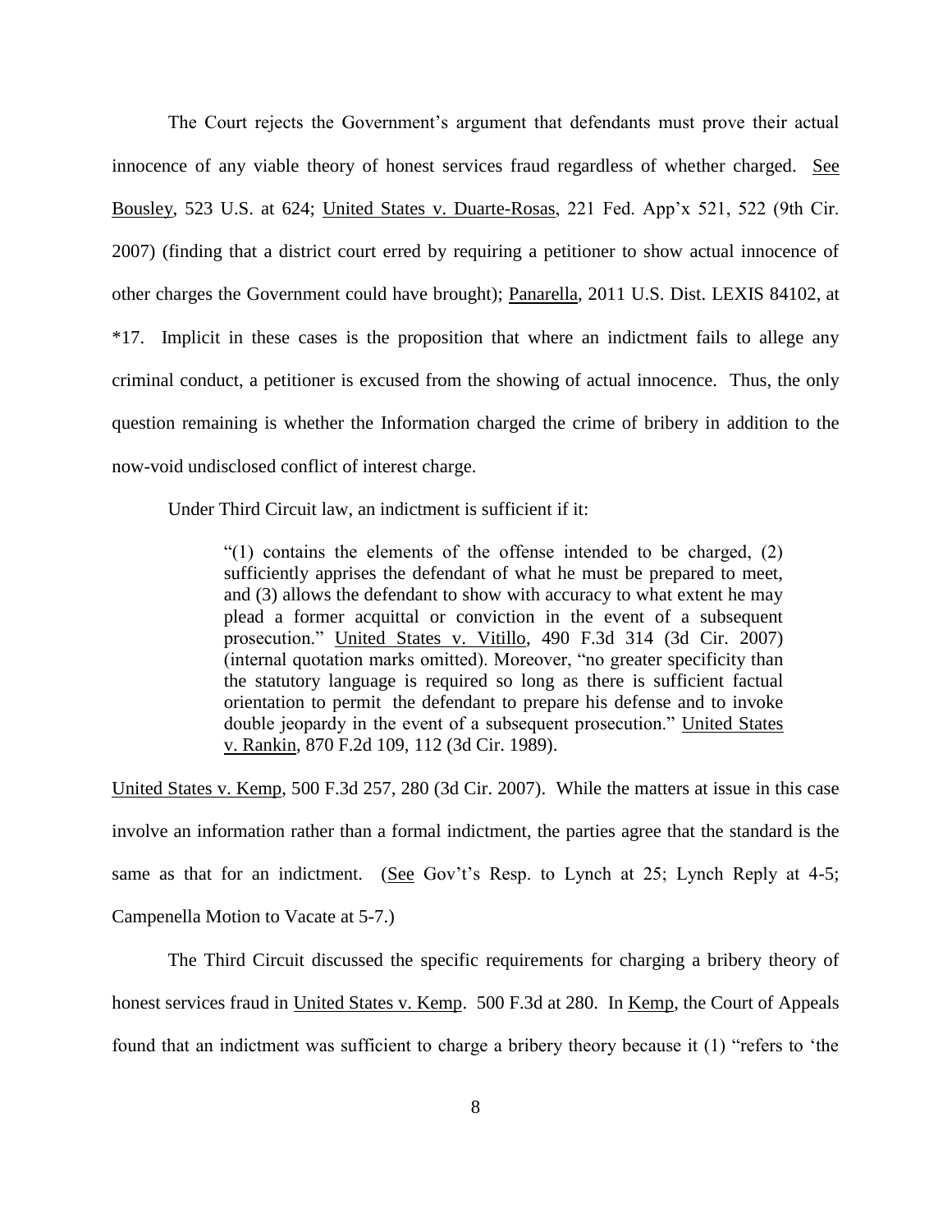The Court rejects the Government's argument that defendants must prove their actual innocence of any viable theory of honest services fraud regardless of whether charged. See Bousley, 523 U.S. at 624; United States v. Duarte-Rosas, 221 Fed. App'x 521, 522 (9th Cir. 2007) (finding that a district court erred by requiring a petitioner to show actual innocence of other charges the Government could have brought); Panarella, 2011 U.S. Dist. LEXIS 84102, at *17. Implicit in these cases is the proposition that where an indictment fails to allege any criminal conduct, a petitioner is excused from the showing of actual innocence. Thus, the only question remaining is whether the Information charged the crime of bribery in addition to the now-void undisclosed conflict of interest charge.

Under Third Circuit law, an indictment is sufficient if it:

> "(1) contains the elements of the offense intended to be charged, (2) sufficiently apprises the defendant of what he must be prepared to meet, and (3) allows the defendant to show with accuracy to what extent he may plead a former acquittal or conviction in the event of a subsequent prosecution." United States v. Vitillo, 490 F.3d 314 (3d Cir. 2007) (internal quotation marks omitted). Moreover, "no greater specificity than the statutory language is required so long as there is sufficient factual orientation to permit the defendant to prepare his defense and to invoke double jeopardy in the event of a subsequent prosecution." United States v. Rankin, 870 F.2d 109, 112 (3d Cir. 1989).

United States v. Kemp, 500 F.3d 257, 280 (3d Cir. 2007). While the matters at issue in this case involve an information rather than a formal indictment, the parties agree that the standard is the same as that for an indictment. (See Gov't's Resp. to Lynch at 25; Lynch Reply at 4-5; Campenella Motion to Vacate at 5-7.)

The Third Circuit discussed the specific requirements for charging a bribery theory of honest services fraud in United States v. Kemp. 500 F.3d at 280. In Kemp, the Court of Appeals found that an indictment was sufficient to charge a bribery theory because it (1) "refers to 'the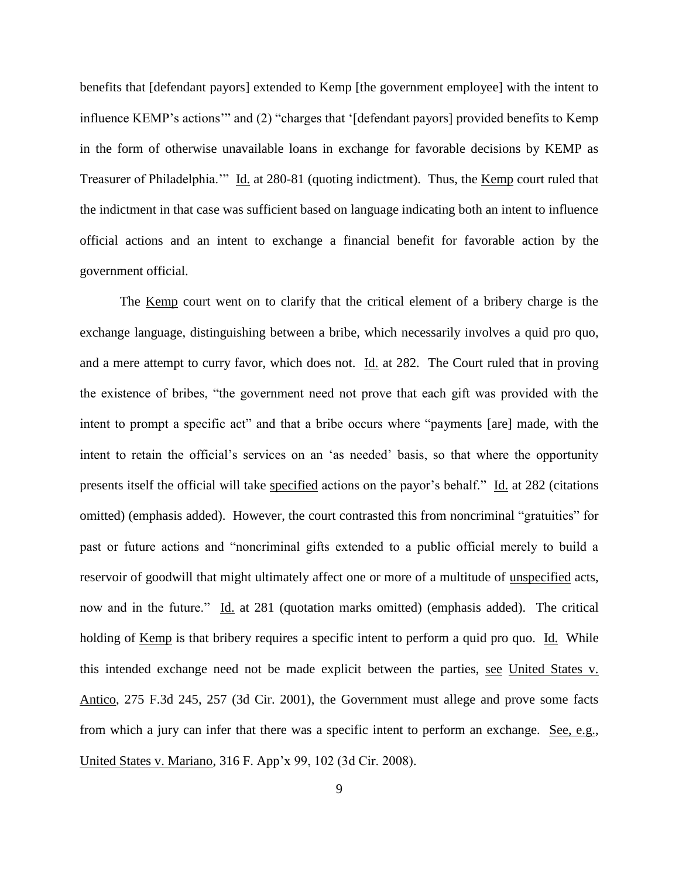benefits that [defendant payors] extended to Kemp [the government employee] with the intent to influence KEMP's actions'" and (2) "charges that '[defendant payors] provided benefits to Kemp in the form of otherwise unavailable loans in exchange for favorable decisions by KEMP as Treasurer of Philadelphia.'" Id. at 280-81 (quoting indictment). Thus, the Kemp court ruled that the indictment in that case was sufficient based on language indicating both an intent to influence official actions and an intent to exchange a financial benefit for favorable action by the government official.

The Kemp court went on to clarify that the critical element of a bribery charge is the exchange language, distinguishing between a bribe, which necessarily involves a quid pro quo, and a mere attempt to curry favor, which does not. Id. at 282. The Court ruled that in proving the existence of bribes, "the government need not prove that each gift was provided with the intent to prompt a specific act" and that a bribe occurs where "payments [are] made, with the intent to retain the official's services on an 'as needed' basis, so that where the opportunity presents itself the official will take specified actions on the payor's behalf." Id. at 282 (citations omitted) (emphasis added). However, the court contrasted this from noncriminal "gratuities" for past or future actions and "noncriminal gifts extended to a public official merely to build a reservoir of goodwill that might ultimately affect one or more of a multitude of unspecified acts, now and in the future." Id. at 281 (quotation marks omitted) (emphasis added). The critical holding of Kemp is that bribery requires a specific intent to perform a quid pro quo. Id. While this intended exchange need not be made explicit between the parties, see United States v. Antico, 275 F.3d 245, 257 (3d Cir. 2001), the Government must allege and prove some facts from which a jury can infer that there was a specific intent to perform an exchange. See, e.g., United States v. Mariano, 316 F. App'x 99, 102 (3d Cir. 2008).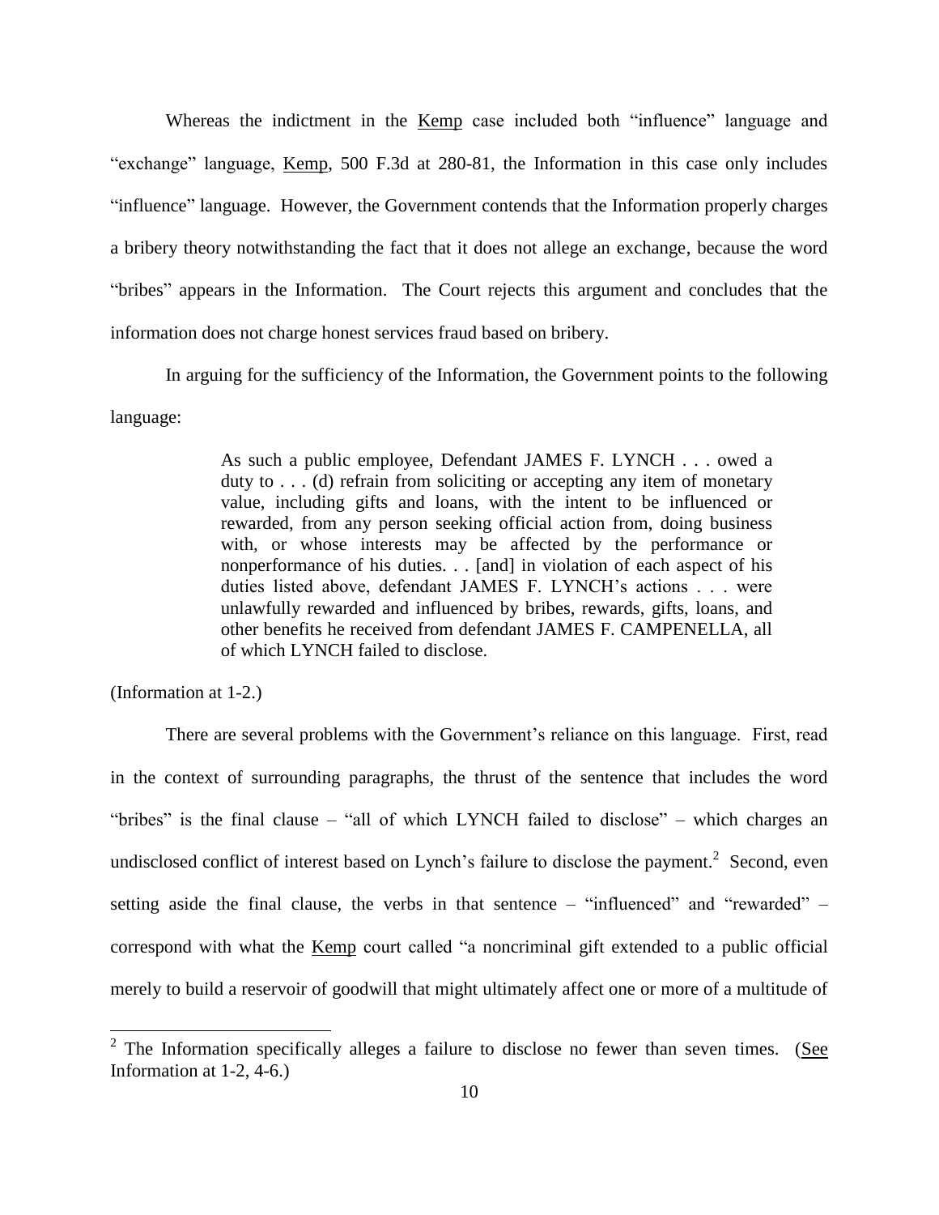Whereas the indictment in the Kemp case included both "influence" language and "exchange" language, Kemp, 500 F.3d at 280-81, the Information in this case only includes "influence" language. However, the Government contends that the Information properly charges a bribery theory notwithstanding the fact that it does not allege an exchange, because the word "bribes" appears in the Information. The Court rejects this argument and concludes that the information does not charge honest services fraud based on bribery.

In arguing for the sufficiency of the Information, the Government points to the following language:

> As such a public employee, Defendant JAMES F. LYNCH . . . owed a duty to . . . (d) refrain from soliciting or accepting any item of monetary value, including gifts and loans, with the intent to be influenced or rewarded, from any person seeking official action from, doing business with, or whose interests may be affected by the performance or nonperformance of his duties. . . [and] in violation of each aspect of his duties listed above, defendant JAMES F. LYNCH's actions . . . were unlawfully rewarded and influenced by bribes, rewards, gifts, loans, and other benefits he received from defendant JAMES F. CAMPENELLA, all of which LYNCH failed to disclose.

(Information at 1-2.)

There are several problems with the Government's reliance on this language. First, read in the context of surrounding paragraphs, the thrust of the sentence that includes the word "bribes" is the final clause – "all of which LYNCH failed to disclose" – which charges an undisclosed conflict of interest based on Lynch's failure to disclose the payment.[2] Second, even setting aside the final clause, the verbs in that sentence – "influenced" and "rewarded" – correspond with what the Kemp court called "a noncriminal gift extended to a public official merely to build a reservoir of goodwill that might ultimately affect one or more of a multitude of

---

[2] The Information specifically alleges a failure to disclose no fewer than seven times. (See Information at 1-2, 4-6.)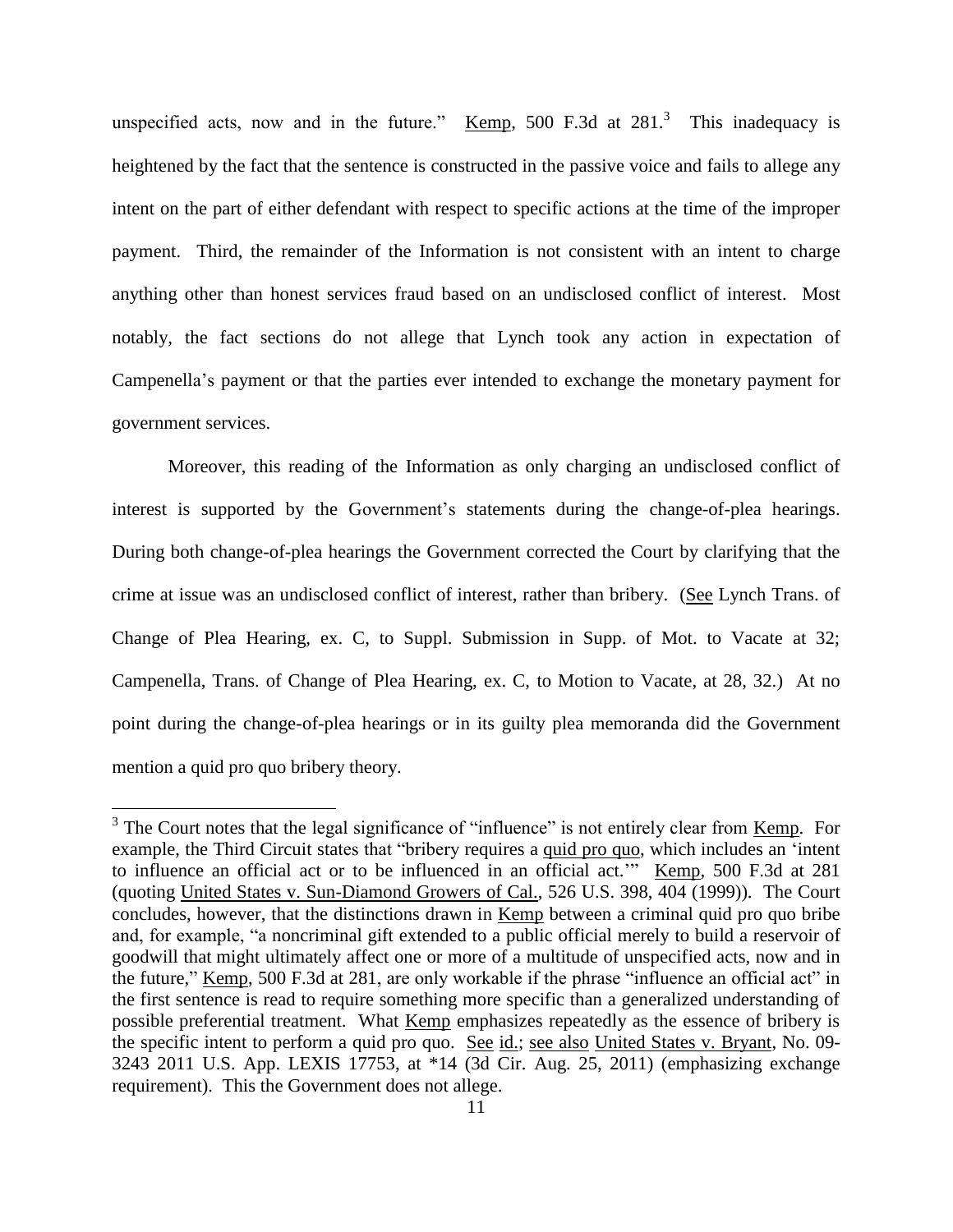unspecified acts, now and in the future." Kemp, 500 F.3d at 281.[3] This inadequacy is heightened by the fact that the sentence is constructed in the passive voice and fails to allege any intent on the part of either defendant with respect to specific actions at the time of the improper payment. Third, the remainder of the Information is not consistent with an intent to charge anything other than honest services fraud based on an undisclosed conflict of interest. Most notably, the fact sections do not allege that Lynch took any action in expectation of Campenella's payment or that the parties ever intended to exchange the monetary payment for government services.

Moreover, this reading of the Information as only charging an undisclosed conflict of interest is supported by the Government's statements during the change-of-plea hearings. During both change-of-plea hearings the Government corrected the Court by clarifying that the crime at issue was an undisclosed conflict of interest, rather than bribery. (See Lynch Trans. of Change of Plea Hearing, ex. C, to Suppl. Submission in Supp. of Mot. to Vacate at 32; Campenella, Trans. of Change of Plea Hearing, ex. C, to Motion to Vacate, at 28, 32.) At no point during the change-of-plea hearings or in its guilty plea memoranda did the Government mention a quid pro quo bribery theory.

---

[3] The Court notes that the legal significance of "influence" is not entirely clear from Kemp. For example, the Third Circuit states that "bribery requires a quid pro quo, which includes an 'intent to influence an official act or to be influenced in an official act.'" Kemp, 500 F.3d at 281 (quoting United States v. Sun-Diamond Growers of Cal., 526 U.S. 398, 404 (1999)). The Court concludes, however, that the distinctions drawn in Kemp between a criminal quid pro quo bribe and, for example, "a noncriminal gift extended to a public official merely to build a reservoir of goodwill that might ultimately affect one or more of a multitude of unspecified acts, now and in the future," Kemp, 500 F.3d at 281, are only workable if the phrase "influence an official act" in the first sentence is read to require something more specific than a generalized understanding of possible preferential treatment. What Kemp emphasizes repeatedly as the essence of bribery is the specific intent to perform a quid pro quo. See id.; see also United States v. Bryant, No. 09-3243 2011 U.S. App. LEXIS 17753, at *14 (3d Cir. Aug. 25, 2011) (emphasizing exchange requirement). This the Government does not allege.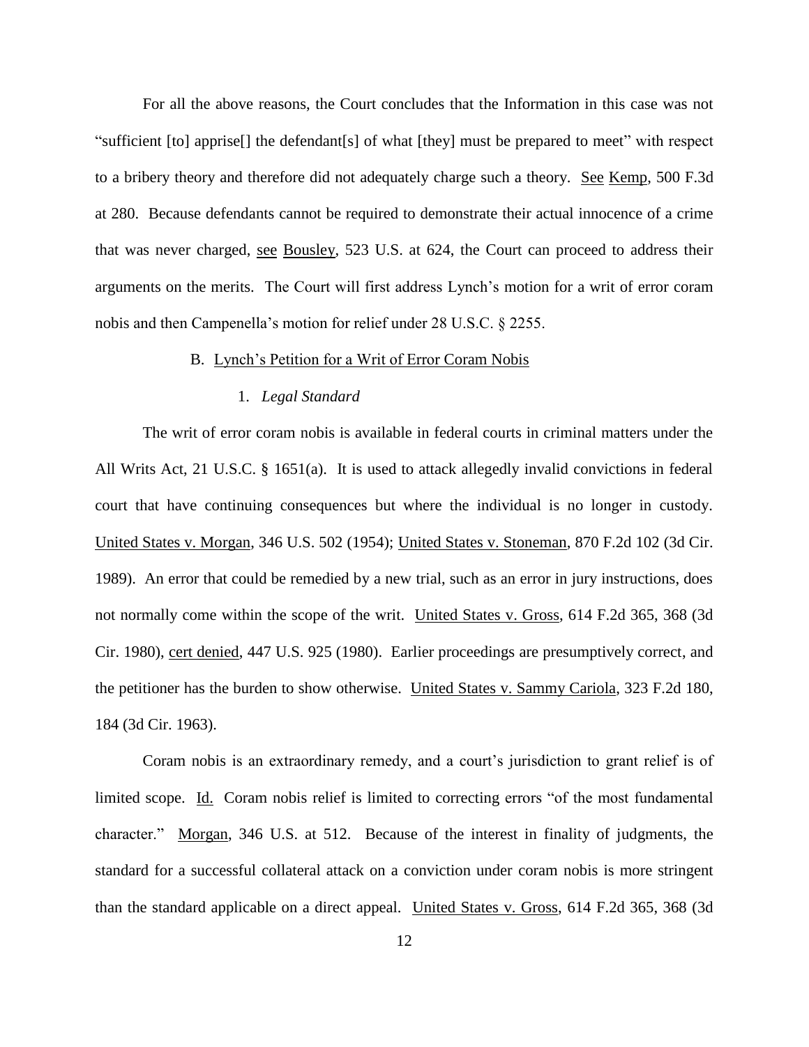For all the above reasons, the Court concludes that the Information in this case was not "sufficient [to] apprise[] the defendant[s] of what [they] must be prepared to meet" with respect to a bribery theory and therefore did not adequately charge such a theory. See Kemp, 500 F.3d at 280. Because defendants cannot be required to demonstrate their actual innocence of a crime that was never charged, see Bousley, 523 U.S. at 624, the Court can proceed to address their arguments on the merits. The Court will first address Lynch's motion for a writ of error coram nobis and then Campenella's motion for relief under 28 U.S.C. § 2255.

### B. Lynch's Petition for a Writ of Error Coram Nobis

#### 1. *Legal Standard*

The writ of error coram nobis is available in federal courts in criminal matters under the All Writs Act, 21 U.S.C. § 1651(a). It is used to attack allegedly invalid convictions in federal court that have continuing consequences but where the individual is no longer in custody. United States v. Morgan, 346 U.S. 502 (1954); United States v. Stoneman, 870 F.2d 102 (3d Cir. 1989). An error that could be remedied by a new trial, such as an error in jury instructions, does not normally come within the scope of the writ. United States v. Gross, 614 F.2d 365, 368 (3d Cir. 1980), cert denied, 447 U.S. 925 (1980). Earlier proceedings are presumptively correct, and the petitioner has the burden to show otherwise. United States v. Sammy Cariola, 323 F.2d 180, 184 (3d Cir. 1963).

Coram nobis is an extraordinary remedy, and a court's jurisdiction to grant relief is of limited scope. Id. Coram nobis relief is limited to correcting errors "of the most fundamental character." Morgan, 346 U.S. at 512. Because of the interest in finality of judgments, the standard for a successful collateral attack on a conviction under coram nobis is more stringent than the standard applicable on a direct appeal. United States v. Gross, 614 F.2d 365, 368 (3d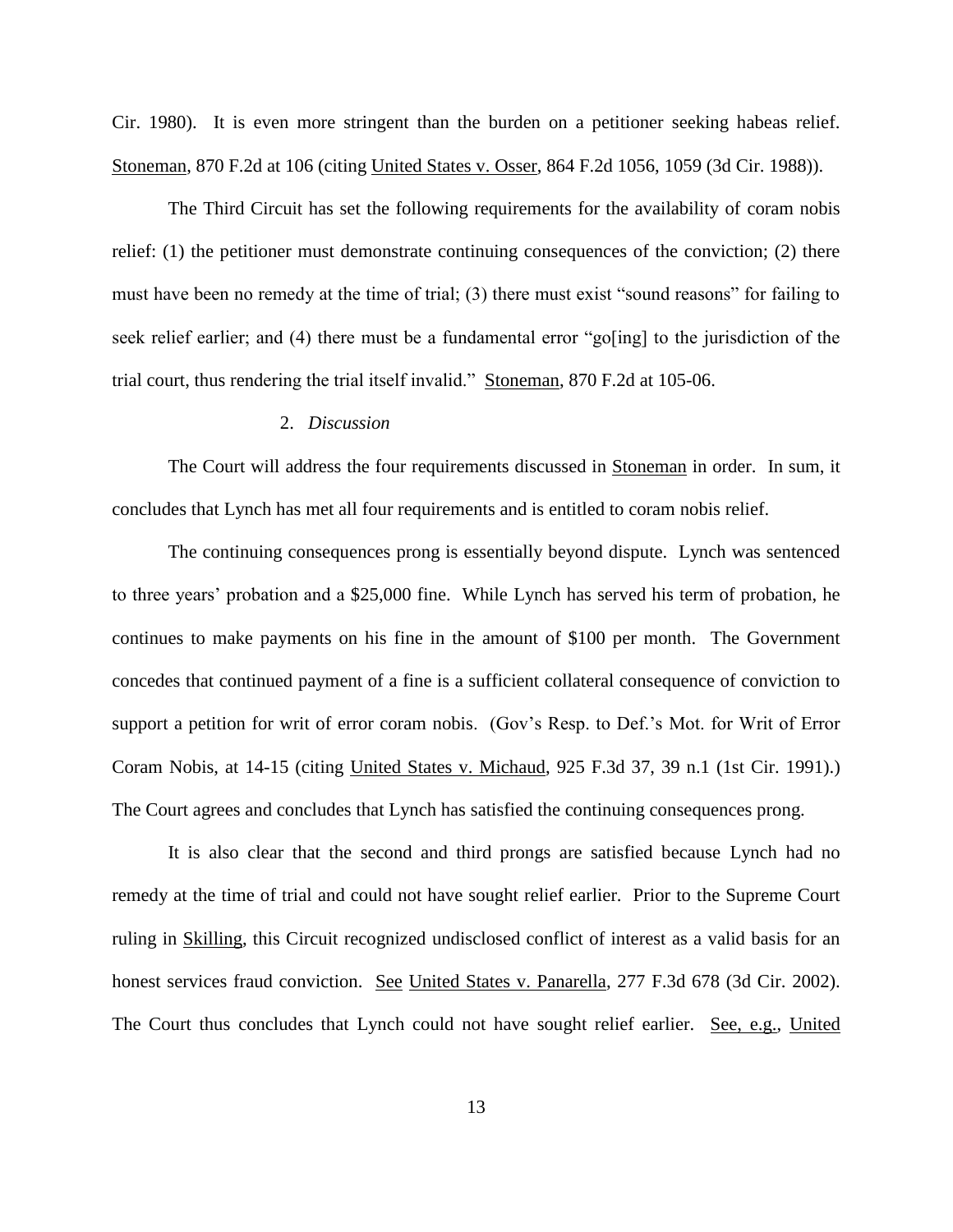Cir. 1980). It is even more stringent than the burden on a petitioner seeking habeas relief. Stoneman, 870 F.2d at 106 (citing United States v. Osser, 864 F.2d 1056, 1059 (3d Cir. 1988)).

The Third Circuit has set the following requirements for the availability of coram nobis relief: (1) the petitioner must demonstrate continuing consequences of the conviction; (2) there must have been no remedy at the time of trial; (3) there must exist "sound reasons" for failing to seek relief earlier; and (4) there must be a fundamental error "go[ing] to the jurisdiction of the trial court, thus rendering the trial itself invalid." Stoneman, 870 F.2d at 105-06.

2. *Discussion*

The Court will address the four requirements discussed in Stoneman in order. In sum, it concludes that Lynch has met all four requirements and is entitled to coram nobis relief.

The continuing consequences prong is essentially beyond dispute. Lynch was sentenced to three years' probation and a $25,000 fine. While Lynch has served his term of probation, he continues to make payments on his fine in the amount of $100 per month. The Government concedes that continued payment of a fine is a sufficient collateral consequence of conviction to support a petition for writ of error coram nobis. (Gov's Resp. to Def.'s Mot. for Writ of Error Coram Nobis, at 14-15 (citing United States v. Michaud, 925 F.3d 37, 39 n.1 (1st Cir. 1991).) The Court agrees and concludes that Lynch has satisfied the continuing consequences prong.

It is also clear that the second and third prongs are satisfied because Lynch had no remedy at the time of trial and could not have sought relief earlier. Prior to the Supreme Court ruling in Skilling, this Circuit recognized undisclosed conflict of interest as a valid basis for an honest services fraud conviction. See United States v. Panarella, 277 F.3d 678 (3d Cir. 2002). The Court thus concludes that Lynch could not have sought relief earlier. See, e.g., United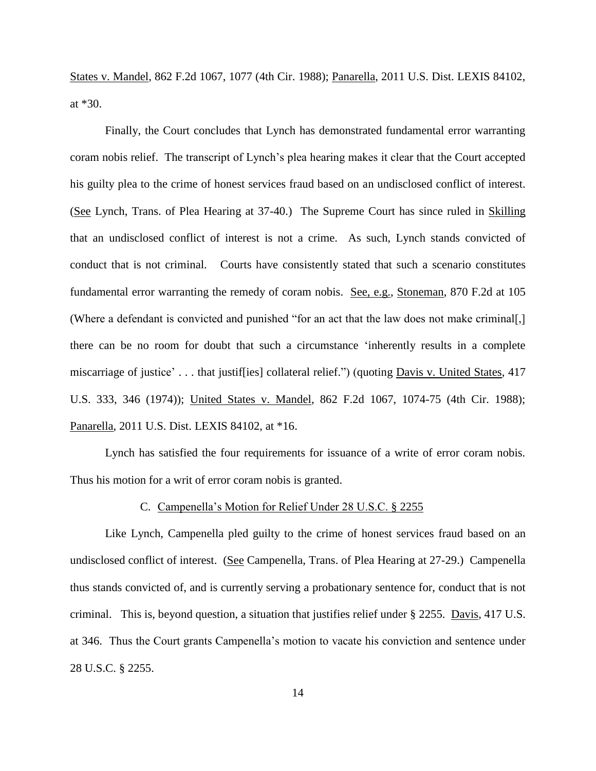States v. Mandel, 862 F.2d 1067, 1077 (4th Cir. 1988); Panarella, 2011 U.S. Dist. LEXIS 84102, at *30.

Finally, the Court concludes that Lynch has demonstrated fundamental error warranting coram nobis relief. The transcript of Lynch's plea hearing makes it clear that the Court accepted his guilty plea to the crime of honest services fraud based on an undisclosed conflict of interest. (See Lynch, Trans. of Plea Hearing at 37-40.) The Supreme Court has since ruled in Skilling that an undisclosed conflict of interest is not a crime. As such, Lynch stands convicted of conduct that is not criminal. Courts have consistently stated that such a scenario constitutes fundamental error warranting the remedy of coram nobis. See, e.g., Stoneman, 870 F.2d at 105 (Where a defendant is convicted and punished "for an act that the law does not make criminal[,] there can be no room for doubt that such a circumstance 'inherently results in a complete miscarriage of justice' . . . that justif[ies] collateral relief.") (quoting Davis v. United States, 417 U.S. 333, 346 (1974)); United States v. Mandel, 862 F.2d 1067, 1074-75 (4th Cir. 1988); Panarella, 2011 U.S. Dist. LEXIS 84102, at *16.

Lynch has satisfied the four requirements for issuance of a write of error coram nobis. Thus his motion for a writ of error coram nobis is granted.

### C. Campenella's Motion for Relief Under 28 U.S.C. § 2255

Like Lynch, Campenella pled guilty to the crime of honest services fraud based on an undisclosed conflict of interest. (See Campenella, Trans. of Plea Hearing at 27-29.) Campenella thus stands convicted of, and is currently serving a probationary sentence for, conduct that is not criminal. This is, beyond question, a situation that justifies relief under § 2255. Davis, 417 U.S. at 346. Thus the Court grants Campenella's motion to vacate his conviction and sentence under 28 U.S.C. § 2255.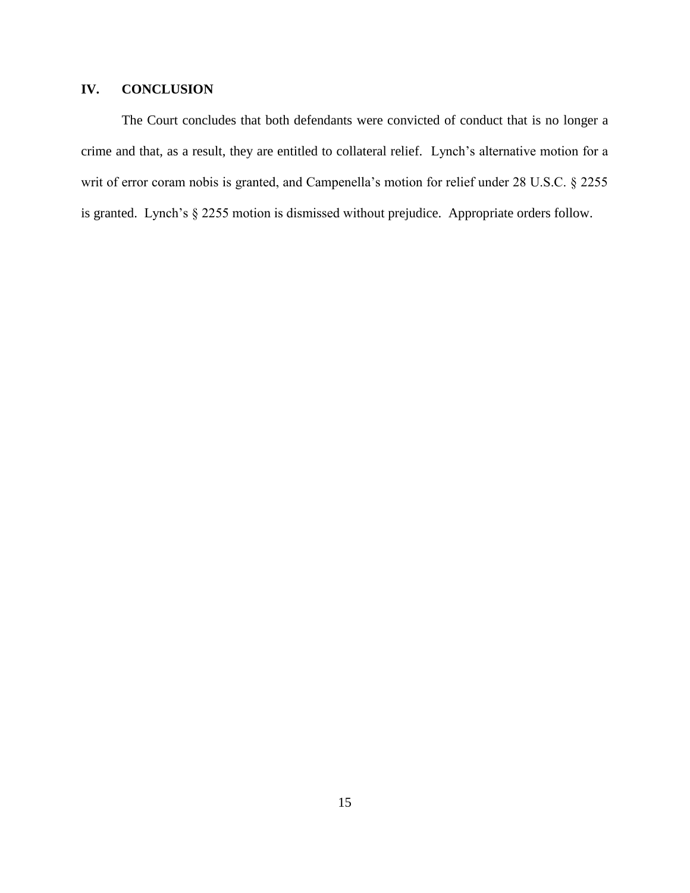## IV. CONCLUSION

The Court concludes that both defendants were convicted of conduct that is no longer a crime and that, as a result, they are entitled to collateral relief. Lynch's alternative motion for a writ of error coram nobis is granted, and Campenella's motion for relief under 28 U.S.C. § 2255 is granted. Lynch's § 2255 motion is dismissed without prejudice. Appropriate orders follow.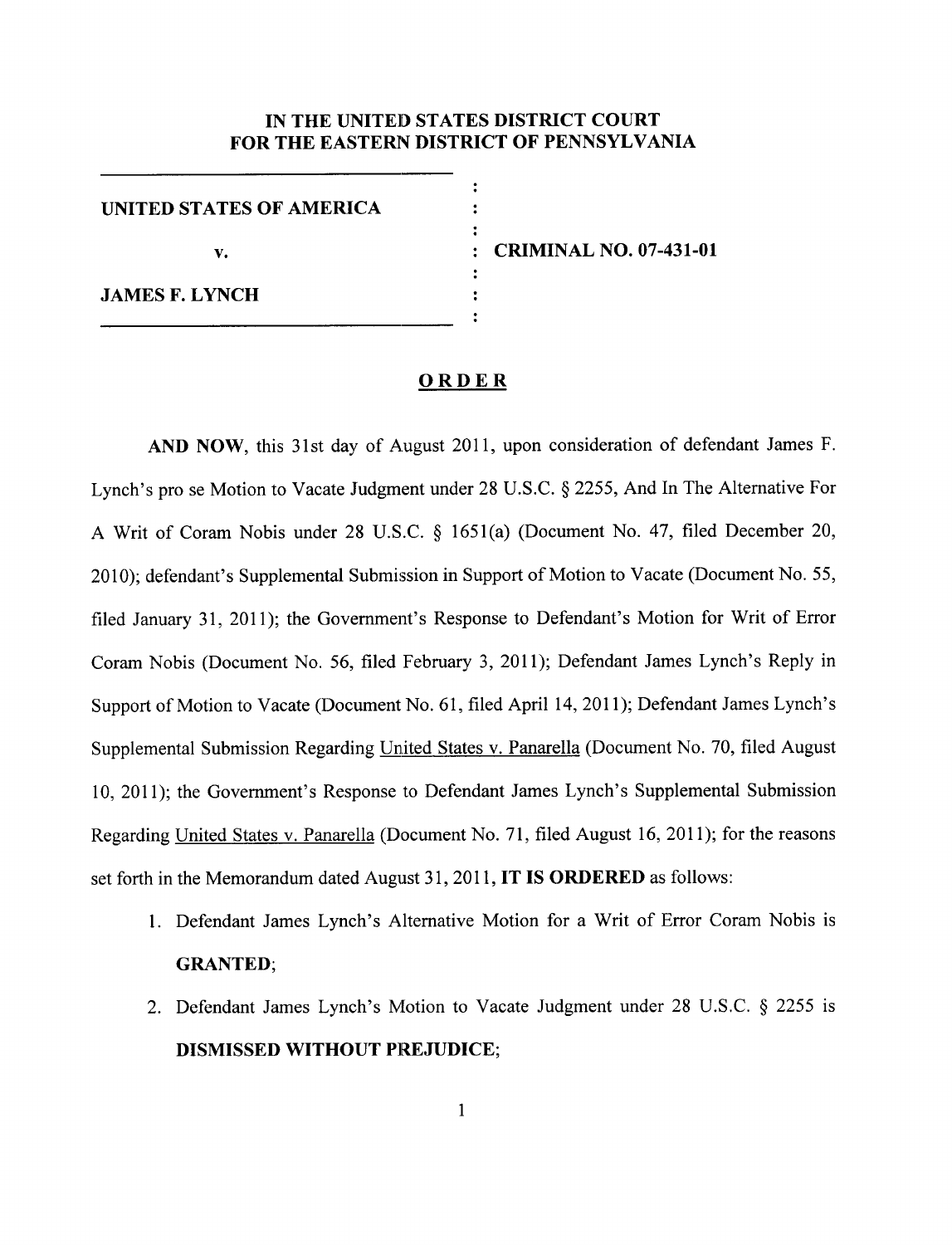# IN THE UNITED STATES DISTRICT COURT FOR THE EASTERN DISTRICT OF PENNSYLVANIA

| | | |
|---|---|---|
| **UNITED STATES OF AMERICA** | : | |
| **v.** | : | **CRIMINAL NO. 07-431-01** |
| **JAMES F. LYNCH** | : | |

## ORDER

**AND NOW**, this 31st day of August 2011, upon consideration of defendant James F. Lynch's pro se Motion to Vacate Judgment under 28 U.S.C. § 2255, And In The Alternative For A Writ of Coram Nobis under 28 U.S.C. § 1651(a) (Document No. 47, filed December 20, 2010); defendant's Supplemental Submission in Support of Motion to Vacate (Document No. 55, filed January 31, 2011); the Government's Response to Defendant's Motion for Writ of Error Coram Nobis (Document No. 56, filed February 3, 2011); Defendant James Lynch's Reply in Support of Motion to Vacate (Document No. 61, filed April 14, 2011); Defendant James Lynch's Supplemental Submission Regarding United States v. Panarella (Document No. 70, filed August 10, 2011); the Government's Response to Defendant James Lynch's Supplemental Submission Regarding United States v. Panarella (Document No. 71, filed August 16, 2011); for the reasons set forth in the Memorandum dated August 31, 2011, **IT IS ORDERED** as follows:

1. Defendant James Lynch's Alternative Motion for a Writ of Error Coram Nobis is **GRANTED**;
2. Defendant James Lynch's Motion to Vacate Judgment under 28 U.S.C. § 2255 is **DISMISSED WITHOUT PREJUDICE**;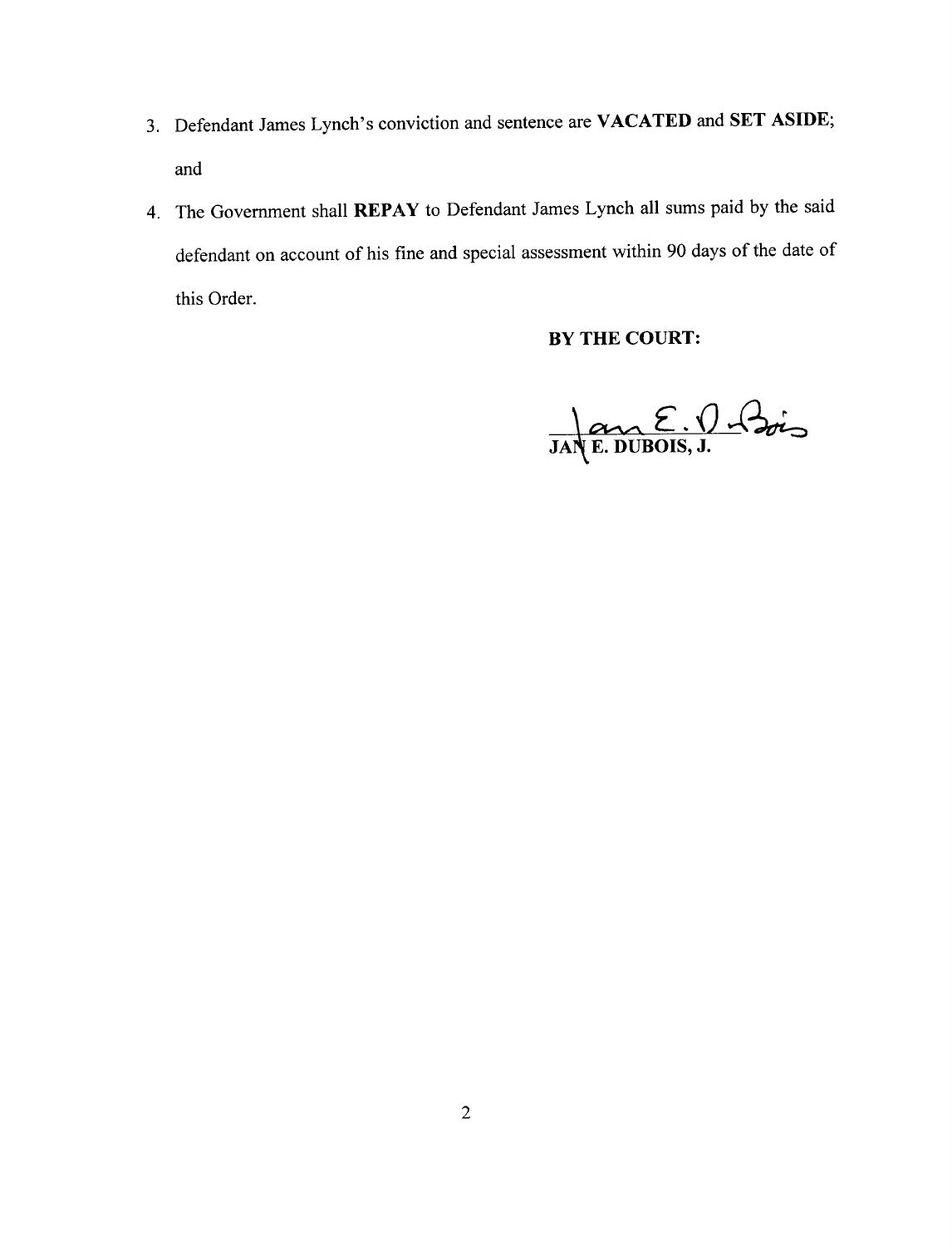3. Defendant James Lynch's conviction and sentence are **VACATED** and **SET ASIDE**; and
4. The Government shall **REPAY** to Defendant James Lynch all sums paid by the said defendant on account of his fine and special assessment within 90 days of the date of this Order.

**BY THE COURT:**

**JAN E. DUBOIS, J.**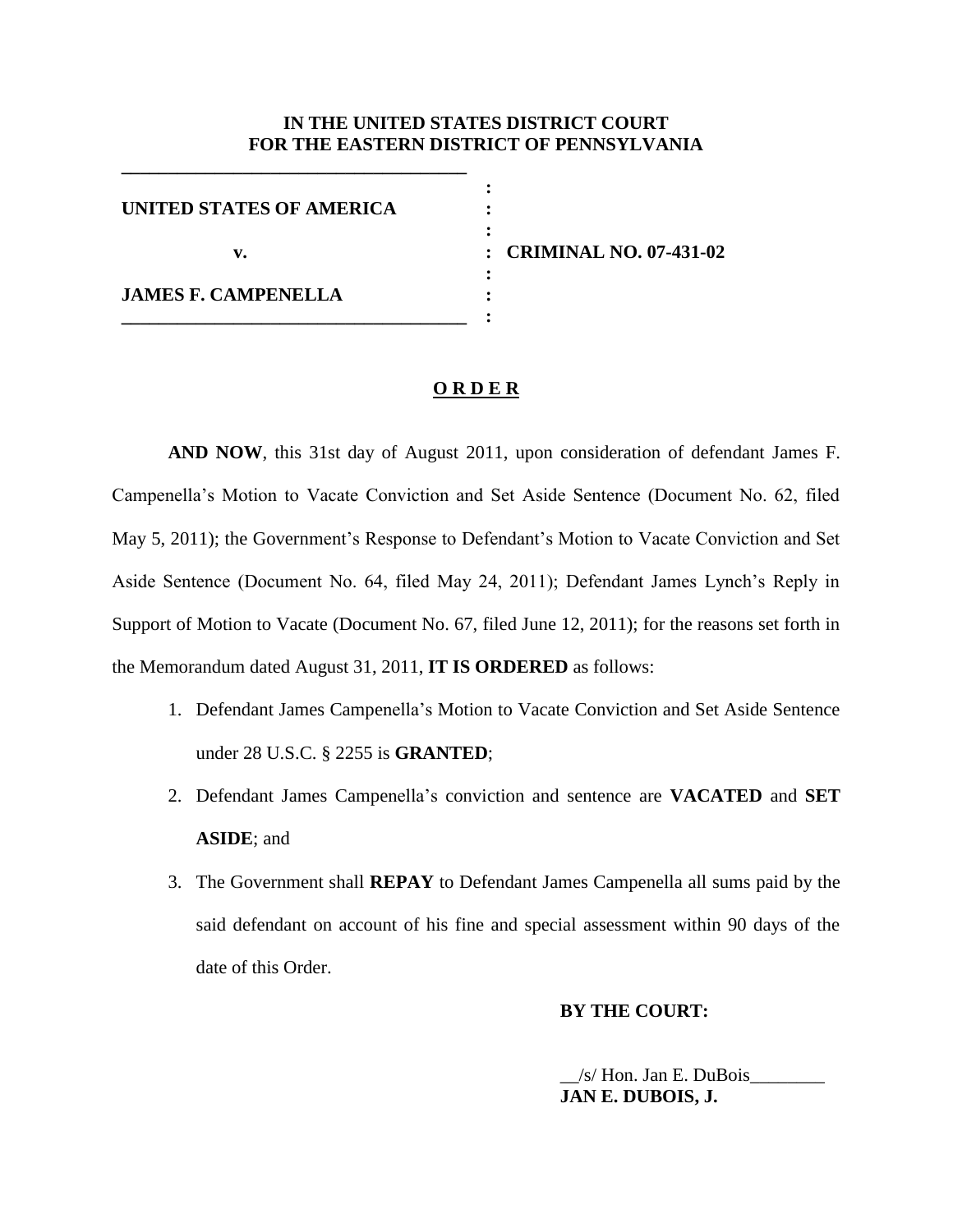**IN THE UNITED STATES DISTRICT COURT**
**FOR THE EASTERN DISTRICT OF PENNSYLVANIA**

| | | |
|---|---|---|
| **UNITED STATES OF AMERICA** | : | |
| **v.** | : | **CRIMINAL NO. 07-431-02** |
| **JAMES F. CAMPENELLA** | : | |

## O R D E R

**AND NOW**, this 31st day of August 2011, upon consideration of defendant James F. Campenella's Motion to Vacate Conviction and Set Aside Sentence (Document No. 62, filed May 5, 2011); the Government's Response to Defendant's Motion to Vacate Conviction and Set Aside Sentence (Document No. 64, filed May 24, 2011); Defendant James Lynch's Reply in Support of Motion to Vacate (Document No. 67, filed June 12, 2011); for the reasons set forth in the Memorandum dated August 31, 2011, **IT IS ORDERED** as follows:

1. Defendant James Campenella's Motion to Vacate Conviction and Set Aside Sentence under 28 U.S.C. § 2255 is **GRANTED**;
2. Defendant James Campenella's conviction and sentence are **VACATED** and **SET ASIDE**; and
3. The Government shall **REPAY** to Defendant James Campenella all sums paid by the said defendant on account of his fine and special assessment within 90 days of the date of this Order.

**BY THE COURT:**

__/s/ Hon. Jan E. DuBois________
**JAN E. DUBOIS, J.**